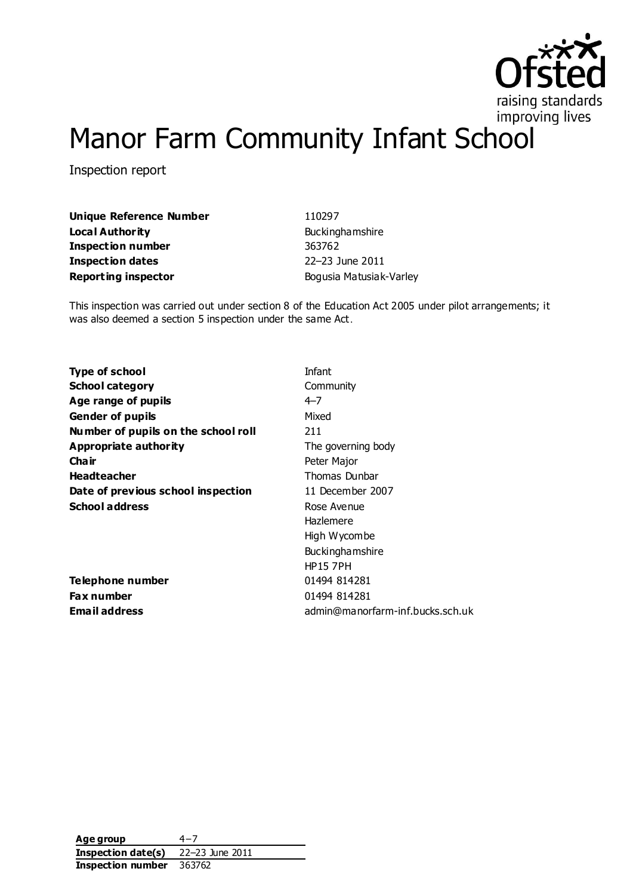# Manor Farm Community Infant School

Inspection report

| | |
|---|---|
| **Unique Reference Number** | 110297 |
| **Local Authority** | Buckinghamshire |
| **Inspection number** | 363762 |
| **Inspection dates** | 22–23 June 2011 |
| **Reporting inspector** | Bogusia Matusiak-Varley |

This inspection was carried out under section 8 of the Education Act 2005 under pilot arrangements; it was also deemed a section 5 inspection under the same Act.

| | |
|---|---|
| **Type of school** | Infant |
| **School category** | Community |
| **Age range of pupils** | 4–7 |
| **Gender of pupils** | Mixed |
| **Number of pupils on the school roll** | 211 |
| **Appropriate authority** | The governing body |
| **Chair** | Peter Major |
| **Headteacher** | Thomas Dunbar |
| **Date of previous school inspection** | 11 December 2007 |
| **School address** | Rose Avenue<br>Hazlemere<br>High Wycombe<br>Buckinghamshire<br>HP15 7PH |
| **Telephone number** | 01494 814281 |
| **Fax number** | 01494 814281 |
| **Email address** | admin@manorfarm-inf.bucks.sch.uk |

| | |
|---|---|
| **Age group** | 4–7 |
| **Inspection date(s)** | 22–23 June 2011 |
| **Inspection number** | 363762 |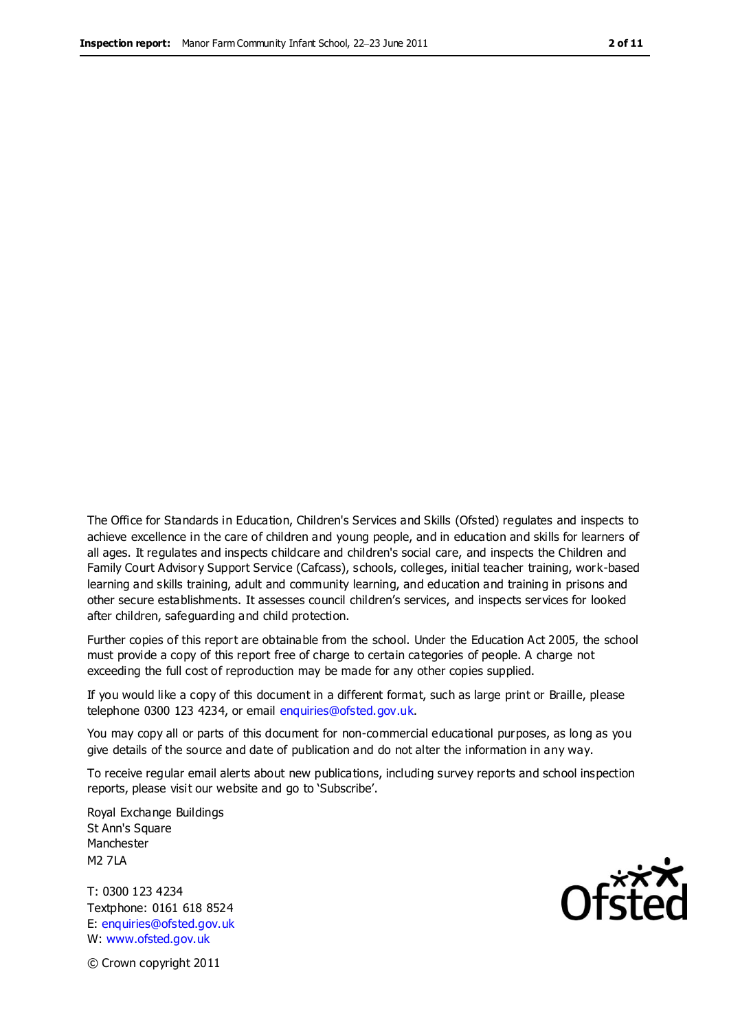The Office for Standards in Education, Children's Services and Skills (Ofsted) regulates and inspects to achieve excellence in the care of children and young people, and in education and skills for learners of all ages. It regulates and inspects childcare and children's social care, and inspects the Children and Family Court Advisory Support Service (Cafcass), schools, colleges, initial teacher training, work-based learning and skills training, adult and community learning, and education and training in prisons and other secure establishments. It assesses council children's services, and inspects services for looked after children, safeguarding and child protection.

Further copies of this report are obtainable from the school. Under the Education Act 2005, the school must provide a copy of this report free of charge to certain categories of people. A charge not exceeding the full cost of reproduction may be made for any other copies supplied.

If you would like a copy of this document in a different format, such as large print or Braille, please telephone 0300 123 4234, or email enquiries@ofsted.gov.uk.

You may copy all or parts of this document for non-commercial educational purposes, as long as you give details of the source and date of publication and do not alter the information in any way.

To receive regular email alerts about new publications, including survey reports and school inspection reports, please visit our website and go to 'Subscribe'.

Royal Exchange Buildings
St Ann's Square
Manchester
M2 7LA

T: 0300 123 4234
Textphone: 0161 618 8524
E: enquiries@ofsted.gov.uk
W: www.ofsted.gov.uk

© Crown copyright 2011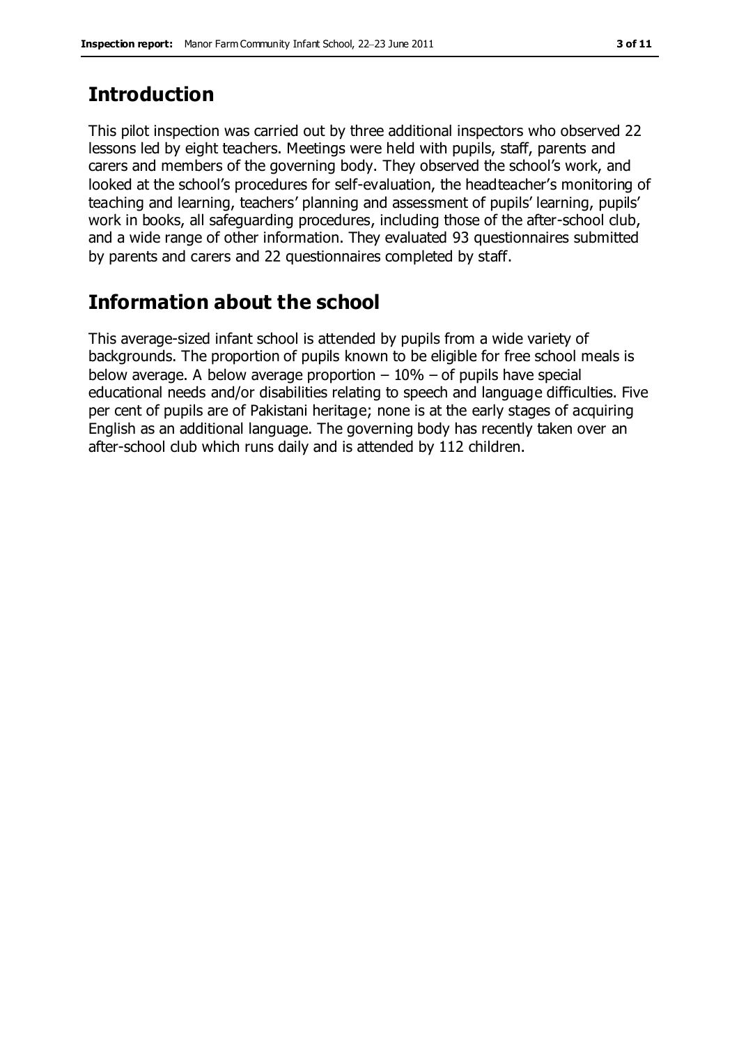## Introduction

This pilot inspection was carried out by three additional inspectors who observed 22 lessons led by eight teachers. Meetings were held with pupils, staff, parents and carers and members of the governing body. They observed the school's work, and looked at the school's procedures for self-evaluation, the headteacher's monitoring of teaching and learning, teachers' planning and assessment of pupils' learning, pupils' work in books, all safeguarding procedures, including those of the after-school club, and a wide range of other information. They evaluated 93 questionnaires submitted by parents and carers and 22 questionnaires completed by staff.

## Information about the school

This average-sized infant school is attended by pupils from a wide variety of backgrounds. The proportion of pupils known to be eligible for free school meals is below average. A below average proportion – 10% – of pupils have special educational needs and/or disabilities relating to speech and language difficulties. Five per cent of pupils are of Pakistani heritage; none is at the early stages of acquiring English as an additional language. The governing body has recently taken over an after-school club which runs daily and is attended by 112 children.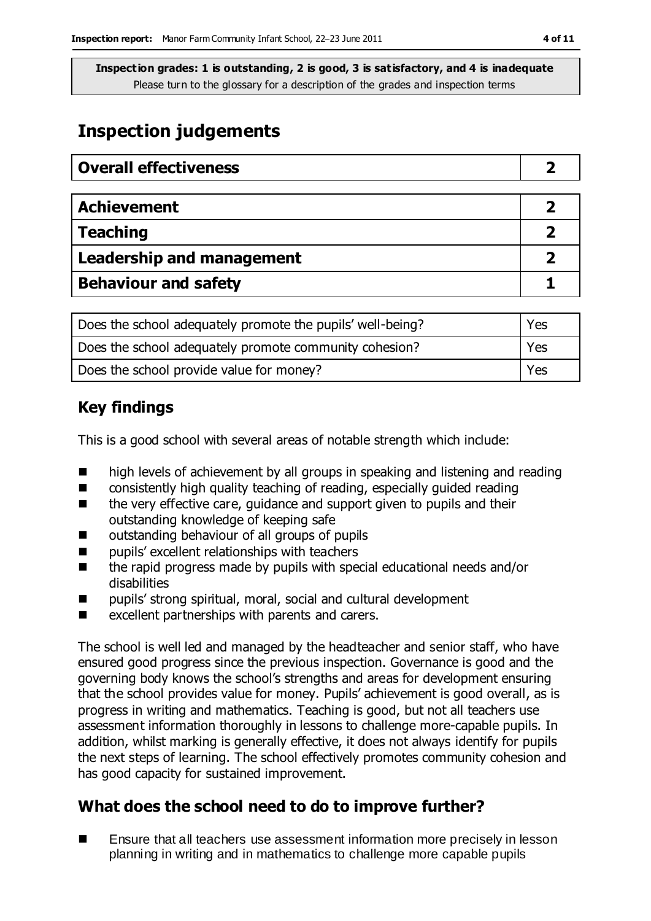**Inspection grades: 1 is outstanding, 2 is good, 3 is satisfactory, and 4 is inadequate**
Please turn to the glossary for a description of the grades and inspection terms

# Inspection judgements

| Overall effectiveness | 2 |
| --- | --- |

| Achievement | 2 |
| --- | --- |
| Teaching | 2 |
| Leadership and management | 2 |
| Behaviour and safety | 1 |

| Does the school adequately promote the pupils' well-being? | Yes |
| --- | --- |
| Does the school adequately promote community cohesion? | Yes |
| Does the school provide value for money? | Yes |

## Key findings

This is a good school with several areas of notable strength which include:

- high levels of achievement by all groups in speaking and listening and reading
- consistently high quality teaching of reading, especially guided reading
- the very effective care, guidance and support given to pupils and their outstanding knowledge of keeping safe
- outstanding behaviour of all groups of pupils
- pupils' excellent relationships with teachers
- the rapid progress made by pupils with special educational needs and/or disabilities
- pupils' strong spiritual, moral, social and cultural development
- excellent partnerships with parents and carers.

The school is well led and managed by the headteacher and senior staff, who have ensured good progress since the previous inspection. Governance is good and the governing body knows the school's strengths and areas for development ensuring that the school provides value for money. Pupils' achievement is good overall, as is progress in writing and mathematics. Teaching is good, but not all teachers use assessment information thoroughly in lessons to challenge more-capable pupils. In addition, whilst marking is generally effective, it does not always identify for pupils the next steps of learning. The school effectively promotes community cohesion and has good capacity for sustained improvement.

## What does the school need to do to improve further?

- Ensure that all teachers use assessment information more precisely in lesson planning in writing and in mathematics to challenge more capable pupils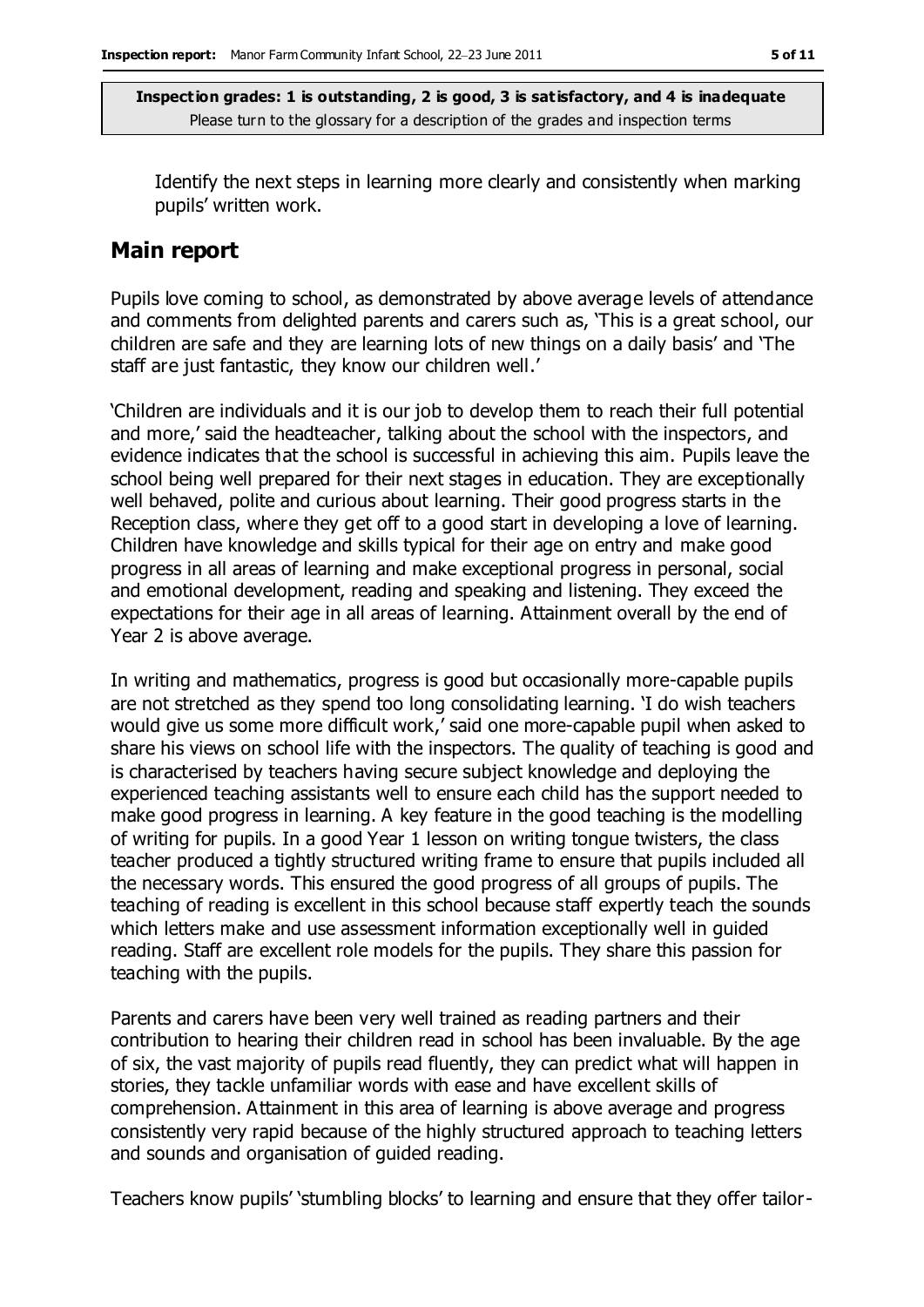Identify the next steps in learning more clearly and consistently when marking pupils' written work.

## Main report

Pupils love coming to school, as demonstrated by above average levels of attendance and comments from delighted parents and carers such as, 'This is a great school, our children are safe and they are learning lots of new things on a daily basis' and 'The staff are just fantastic, they know our children well.'

'Children are individuals and it is our job to develop them to reach their full potential and more,' said the headteacher, talking about the school with the inspectors, and evidence indicates that the school is successful in achieving this aim. Pupils leave the school being well prepared for their next stages in education. They are exceptionally well behaved, polite and curious about learning. Their good progress starts in the Reception class, where they get off to a good start in developing a love of learning. Children have knowledge and skills typical for their age on entry and make good progress in all areas of learning and make exceptional progress in personal, social and emotional development, reading and speaking and listening. They exceed the expectations for their age in all areas of learning. Attainment overall by the end of Year 2 is above average.

In writing and mathematics, progress is good but occasionally more-capable pupils are not stretched as they spend too long consolidating learning. 'I do wish teachers would give us some more difficult work,' said one more-capable pupil when asked to share his views on school life with the inspectors. The quality of teaching is good and is characterised by teachers having secure subject knowledge and deploying the experienced teaching assistants well to ensure each child has the support needed to make good progress in learning. A key feature in the good teaching is the modelling of writing for pupils. In a good Year 1 lesson on writing tongue twisters, the class teacher produced a tightly structured writing frame to ensure that pupils included all the necessary words. This ensured the good progress of all groups of pupils. The teaching of reading is excellent in this school because staff expertly teach the sounds which letters make and use assessment information exceptionally well in guided reading. Staff are excellent role models for the pupils. They share this passion for teaching with the pupils.

Parents and carers have been very well trained as reading partners and their contribution to hearing their children read in school has been invaluable. By the age of six, the vast majority of pupils read fluently, they can predict what will happen in stories, they tackle unfamiliar words with ease and have excellent skills of comprehension. Attainment in this area of learning is above average and progress consistently very rapid because of the highly structured approach to teaching letters and sounds and organisation of guided reading.

Teachers know pupils' 'stumbling blocks' to learning and ensure that they offer tailor-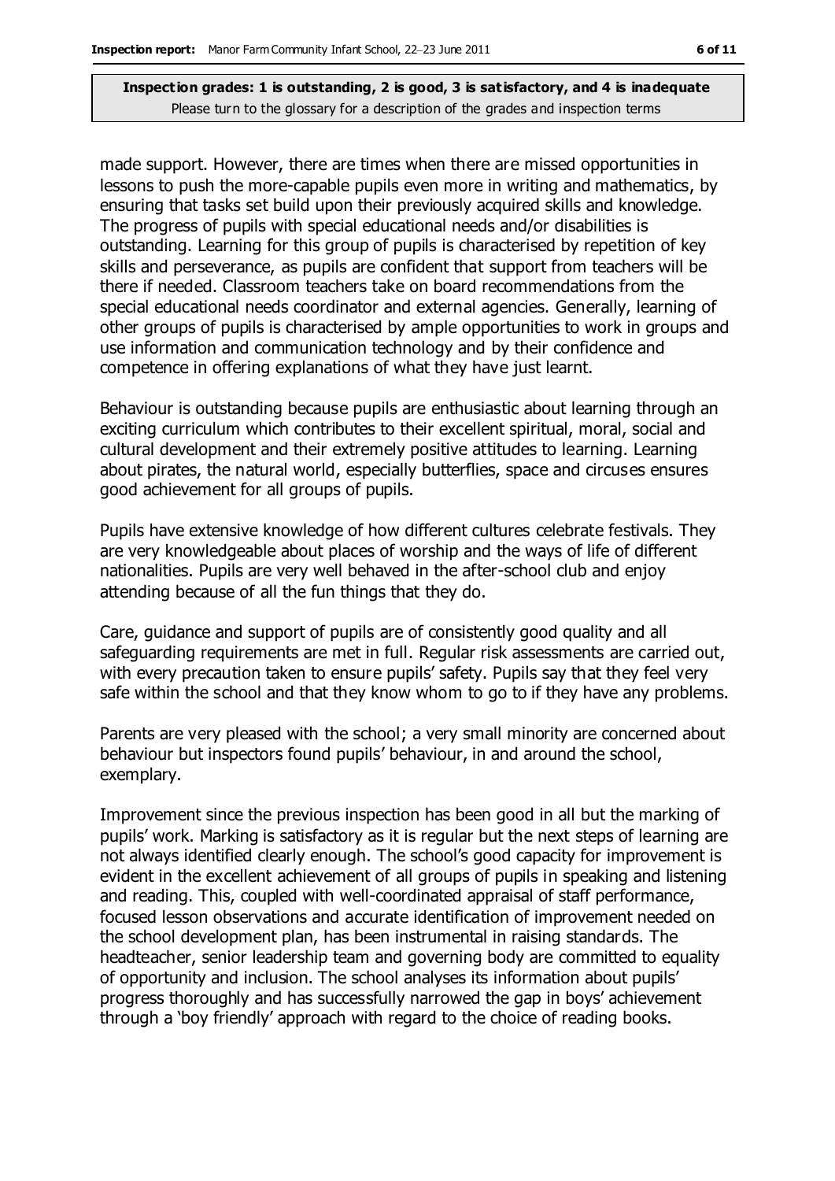made support. However, there are times when there are missed opportunities in lessons to push the more-capable pupils even more in writing and mathematics, by ensuring that tasks set build upon their previously acquired skills and knowledge. The progress of pupils with special educational needs and/or disabilities is outstanding. Learning for this group of pupils is characterised by repetition of key skills and perseverance, as pupils are confident that support from teachers will be there if needed. Classroom teachers take on board recommendations from the special educational needs coordinator and external agencies. Generally, learning of other groups of pupils is characterised by ample opportunities to work in groups and use information and communication technology and by their confidence and competence in offering explanations of what they have just learnt.

Behaviour is outstanding because pupils are enthusiastic about learning through an exciting curriculum which contributes to their excellent spiritual, moral, social and cultural development and their extremely positive attitudes to learning. Learning about pirates, the natural world, especially butterflies, space and circuses ensures good achievement for all groups of pupils.

Pupils have extensive knowledge of how different cultures celebrate festivals. They are very knowledgeable about places of worship and the ways of life of different nationalities. Pupils are very well behaved in the after-school club and enjoy attending because of all the fun things that they do.

Care, guidance and support of pupils are of consistently good quality and all safeguarding requirements are met in full. Regular risk assessments are carried out, with every precaution taken to ensure pupils' safety. Pupils say that they feel very safe within the school and that they know whom to go to if they have any problems.

Parents are very pleased with the school; a very small minority are concerned about behaviour but inspectors found pupils' behaviour, in and around the school, exemplary.

Improvement since the previous inspection has been good in all but the marking of pupils' work. Marking is satisfactory as it is regular but the next steps of learning are not always identified clearly enough. The school's good capacity for improvement is evident in the excellent achievement of all groups of pupils in speaking and listening and reading. This, coupled with well-coordinated appraisal of staff performance, focused lesson observations and accurate identification of improvement needed on the school development plan, has been instrumental in raising standards. The headteacher, senior leadership team and governing body are committed to equality of opportunity and inclusion. The school analyses its information about pupils' progress thoroughly and has successfully narrowed the gap in boys' achievement through a 'boy friendly' approach with regard to the choice of reading books.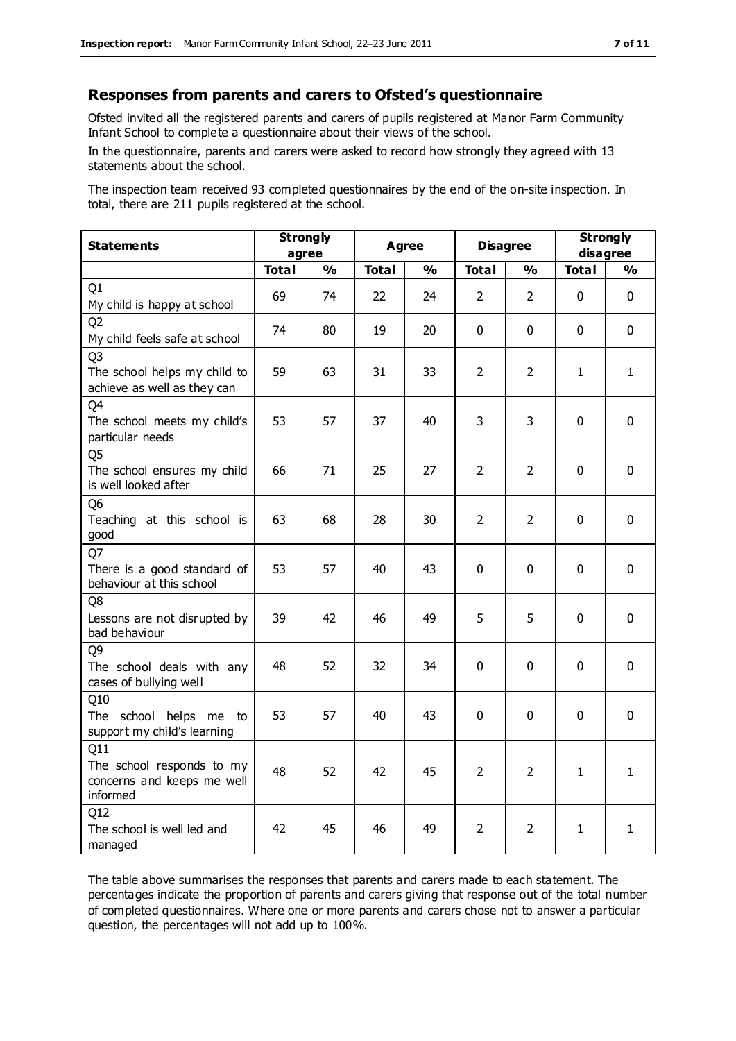## Responses from parents and carers to Ofsted's questionnaire

Ofsted invited all the registered parents and carers of pupils registered at Manor Farm Community Infant School to complete a questionnaire about their views of the school.

In the questionnaire, parents and carers were asked to record how strongly they agreed with 13 statements about the school.

The inspection team received 93 completed questionnaires by the end of the on-site inspection. In total, there are 211 pupils registered at the school.

| Statements | Strongly agree | | Agree | | Disagree | | Strongly disagree | |
|---|---|---|---|---|---|---|---|---|
| | Total | % | Total | % | Total | % | Total | % |
| Q1 My child is happy at school | 69 | 74 | 22 | 24 | 2 | 2 | 0 | 0 |
| Q2 My child feels safe at school | 74 | 80 | 19 | 20 | 0 | 0 | 0 | 0 |
| Q3 The school helps my child to achieve as well as they can | 59 | 63 | 31 | 33 | 2 | 2 | 1 | 1 |
| Q4 The school meets my child's particular needs | 53 | 57 | 37 | 40 | 3 | 3 | 0 | 0 |
| Q5 The school ensures my child is well looked after | 66 | 71 | 25 | 27 | 2 | 2 | 0 | 0 |
| Q6 Teaching at this school is good | 63 | 68 | 28 | 30 | 2 | 2 | 0 | 0 |
| Q7 There is a good standard of behaviour at this school | 53 | 57 | 40 | 43 | 0 | 0 | 0 | 0 |
| Q8 Lessons are not disrupted by bad behaviour | 39 | 42 | 46 | 49 | 5 | 5 | 0 | 0 |
| Q9 The school deals with any cases of bullying well | 48 | 52 | 32 | 34 | 0 | 0 | 0 | 0 |
| Q10 The school helps me to support my child's learning | 53 | 57 | 40 | 43 | 0 | 0 | 0 | 0 |
| Q11 The school responds to my concerns and keeps me well informed | 48 | 52 | 42 | 45 | 2 | 2 | 1 | 1 |
| Q12 The school is well led and managed | 42 | 45 | 46 | 49 | 2 | 2 | 1 | 1 |

The table above summarises the responses that parents and carers made to each statement. The percentages indicate the proportion of parents and carers giving that response out of the total number of completed questionnaires. Where one or more parents and carers chose not to answer a particular question, the percentages will not add up to 100%.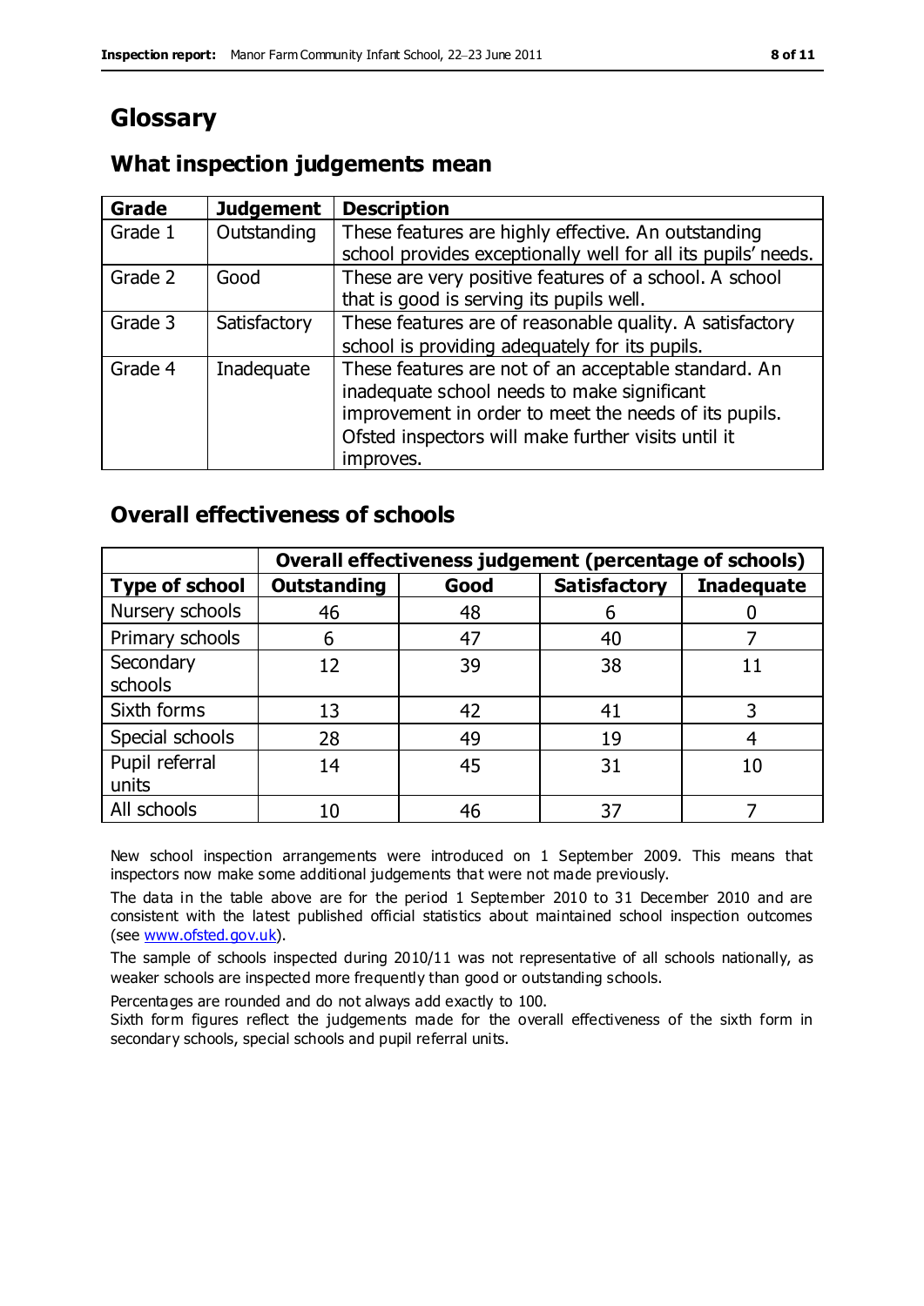# Glossary

## What inspection judgements mean

| Grade | Judgement | Description |
|---|---|---|
| Grade 1 | Outstanding | These features are highly effective. An outstanding school provides exceptionally well for all its pupils' needs. |
| Grade 2 | Good | These are very positive features of a school. A school that is good is serving its pupils well. |
| Grade 3 | Satisfactory | These features are of reasonable quality. A satisfactory school is providing adequately for its pupils. |
| Grade 4 | Inadequate | These features are not of an acceptable standard. An inadequate school needs to make significant improvement in order to meet the needs of its pupils. Ofsted inspectors will make further visits until it improves. |

## Overall effectiveness of schools

| | Overall effectiveness judgement (percentage of schools) | | | |
|---|---|---|---|---|
| **Type of school** | **Outstanding** | **Good** | **Satisfactory** | **Inadequate** |
| Nursery schools | 46 | 48 | 6 | 0 |
| Primary schools | 6 | 47 | 40 | 7 |
| Secondary schools | 12 | 39 | 38 | 11 |
| Sixth forms | 13 | 42 | 41 | 3 |
| Special schools | 28 | 49 | 19 | 4 |
| Pupil referral units | 14 | 45 | 31 | 10 |
| All schools | 10 | 46 | 37 | 7 |

New school inspection arrangements were introduced on 1 September 2009. This means that inspectors now make some additional judgements that were not made previously.

The data in the table above are for the period 1 September 2010 to 31 December 2010 and are consistent with the latest published official statistics about maintained school inspection outcomes (see www.ofsted.gov.uk).

The sample of schools inspected during 2010/11 was not representative of all schools nationally, as weaker schools are inspected more frequently than good or outstanding schools.

Percentages are rounded and do not always add exactly to 100.

Sixth form figures reflect the judgements made for the overall effectiveness of the sixth form in secondary schools, special schools and pupil referral units.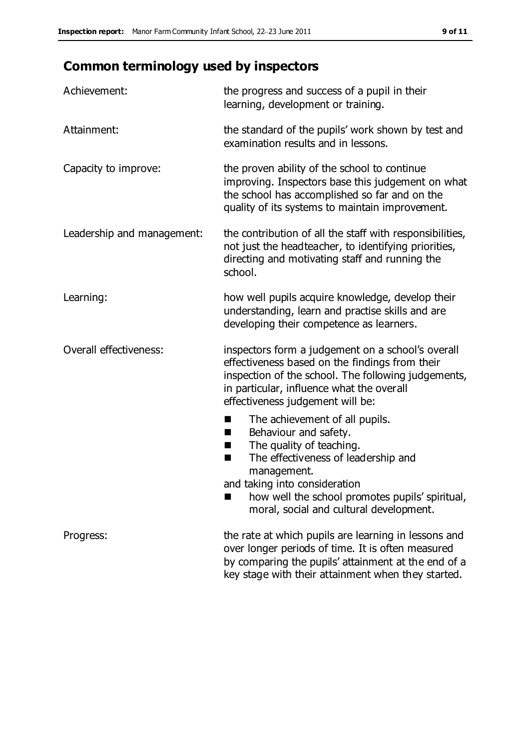## Common terminology used by inspectors

| | |
|---|---|
| Achievement: | the progress and success of a pupil in their learning, development or training. |
| Attainment: | the standard of the pupils' work shown by test and examination results and in lessons. |
| Capacity to improve: | the proven ability of the school to continue improving. Inspectors base this judgement on what the school has accomplished so far and on the quality of its systems to maintain improvement. |
| Leadership and management: | the contribution of all the staff with responsibilities, not just the headteacher, to identifying priorities, directing and motivating staff and running the school. |
| Learning: | how well pupils acquire knowledge, develop their understanding, learn and practise skills and are developing their competence as learners. |
| Overall effectiveness: | inspectors form a judgement on a school's overall effectiveness based on the findings from their inspection of the school. The following judgements, in particular, influence what the overall effectiveness judgement will be: ■ The achievement of all pupils. ■ Behaviour and safety. ■ The quality of teaching. ■ The effectiveness of leadership and management. and taking into consideration ■ how well the school promotes pupils' spiritual, moral, social and cultural development. |
| Progress: | the rate at which pupils are learning in lessons and over longer periods of time. It is often measured by comparing the pupils' attainment at the end of a key stage with their attainment when they started. |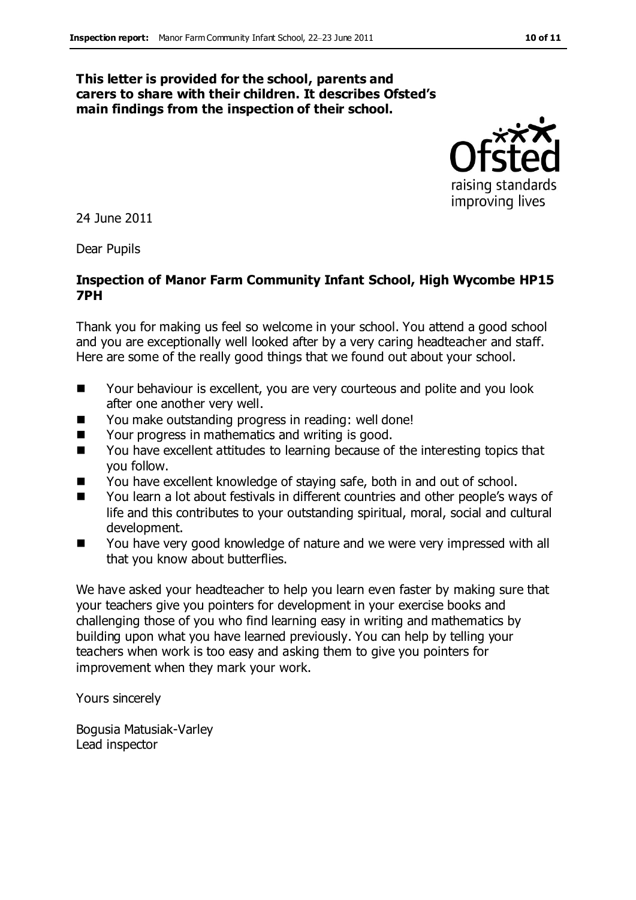**This letter is provided for the school, parents and carers to share with their children. It describes Ofsted's main findings from the inspection of their school.**

24 June 2011

Dear Pupils

**Inspection of Manor Farm Community Infant School, High Wycombe HP15 7PH**

Thank you for making us feel so welcome in your school. You attend a good school and you are exceptionally well looked after by a very caring headteacher and staff. Here are some of the really good things that we found out about your school.

- Your behaviour is excellent, you are very courteous and polite and you look after one another very well.
- You make outstanding progress in reading: well done!
- Your progress in mathematics and writing is good.
- You have excellent attitudes to learning because of the interesting topics that you follow.
- You have excellent knowledge of staying safe, both in and out of school.
- You learn a lot about festivals in different countries and other people's ways of life and this contributes to your outstanding spiritual, moral, social and cultural development.
- You have very good knowledge of nature and we were very impressed with all that you know about butterflies.

We have asked your headteacher to help you learn even faster by making sure that your teachers give you pointers for development in your exercise books and challenging those of you who find learning easy in writing and mathematics by building upon what you have learned previously. You can help by telling your teachers when work is too easy and asking them to give you pointers for improvement when they mark your work.

Yours sincerely

Bogusia Matusiak-Varley
Lead inspector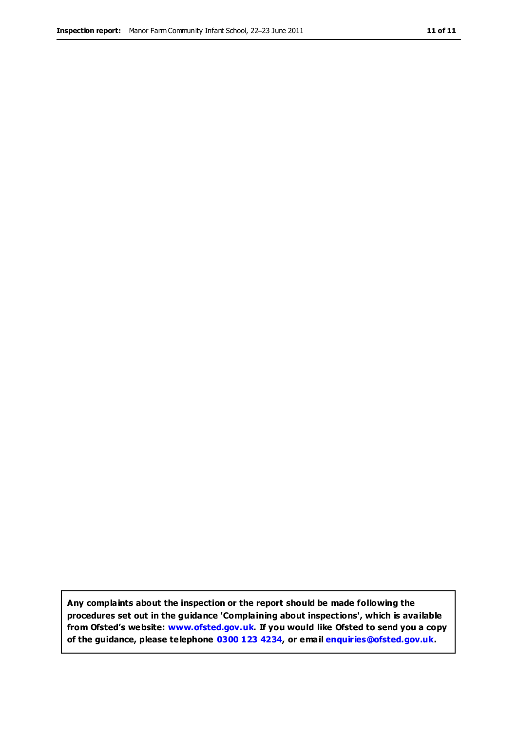**Any complaints about the inspection or the report should be made following the procedures set out in the guidance 'Complaining about inspections', which is available from Ofsted's website: www.ofsted.gov.uk. If you would like Ofsted to send you a copy of the guidance, please telephone 0300 123 4234, or email enquiries@ofsted.gov.uk.**